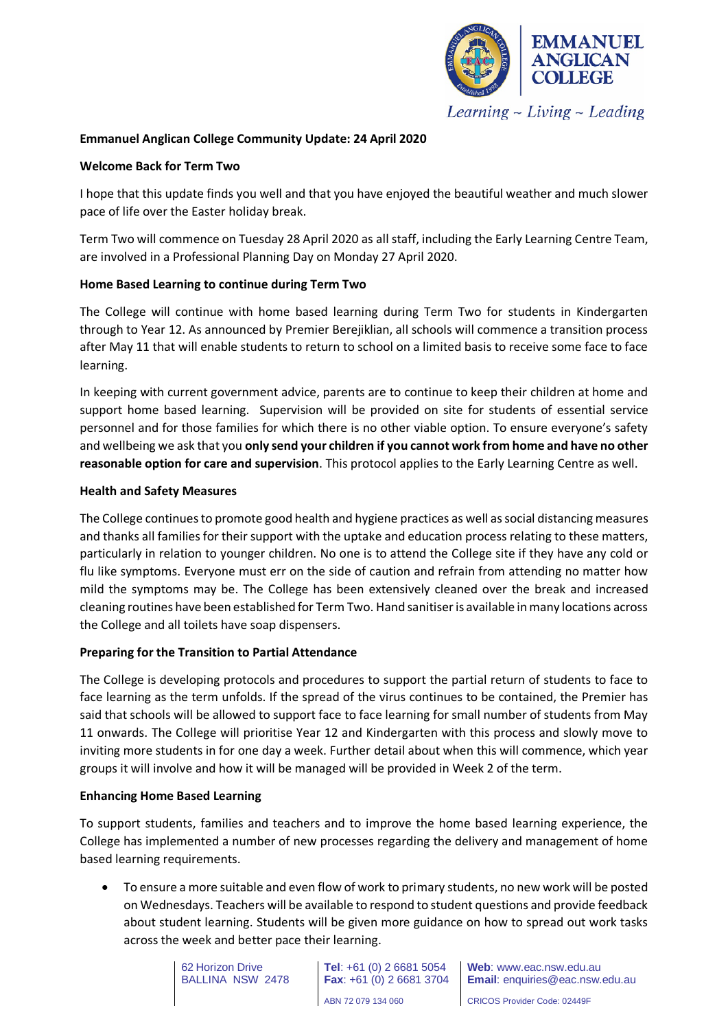**Emmanuel Anglican College Community Update: 24 April 2020**

**Welcome Back for Term Two**

I hope that this update finds you well and that you have enjoyed the beautiful weather and much slower pace of life over the Easter holiday break.

Term Two will commence on Tuesday 28 April 2020 as all staff, including the Early Learning Centre Team, are involved in a Professional Planning Day on Monday 27 April 2020.

**Home Based Learning to continue during Term Two**

The College will continue with home based learning during Term Two for students in Kindergarten through to Year 12. As announced by Premier Berejiklian, all schools will commence a transition process after May 11 that will enable students to return to school on a limited basis to receive some face to face learning.

In keeping with current government advice, parents are to continue to keep their children at home and support home based learning. Supervision will be provided on site for students of essential service personnel and for those families for which there is no other viable option. To ensure everyone's safety and wellbeing we ask that you **only send your children if you cannot work from home and have no other reasonable option for care and supervision**. This protocol applies to the Early Learning Centre as well.

**Health and Safety Measures**

The College continues to promote good health and hygiene practices as well as social distancing measures and thanks all families for their support with the uptake and education process relating to these matters, particularly in relation to younger children. No one is to attend the College site if they have any cold or flu like symptoms. Everyone must err on the side of caution and refrain from attending no matter how mild the symptoms may be. The College has been extensively cleaned over the break and increased cleaning routines have been established for Term Two. Hand sanitiser is available in many locations across the College and all toilets have soap dispensers.

**Preparing for the Transition to Partial Attendance**

The College is developing protocols and procedures to support the partial return of students to face to face learning as the term unfolds. If the spread of the virus continues to be contained, the Premier has said that schools will be allowed to support face to face learning for small number of students from May 11 onwards. The College will prioritise Year 12 and Kindergarten with this process and slowly move to inviting more students in for one day a week. Further detail about when this will commence, which year groups it will involve and how it will be managed will be provided in Week 2 of the term.

**Enhancing Home Based Learning**

To support students, families and teachers and to improve the home based learning experience, the College has implemented a number of new processes regarding the delivery and management of home based learning requirements.

- To ensure a more suitable and even flow of work to primary students, no new work will be posted on Wednesdays. Teachers will be available to respond to student questions and provide feedback about student learning. Students will be given more guidance on how to spread out work tasks across the week and better pace their learning.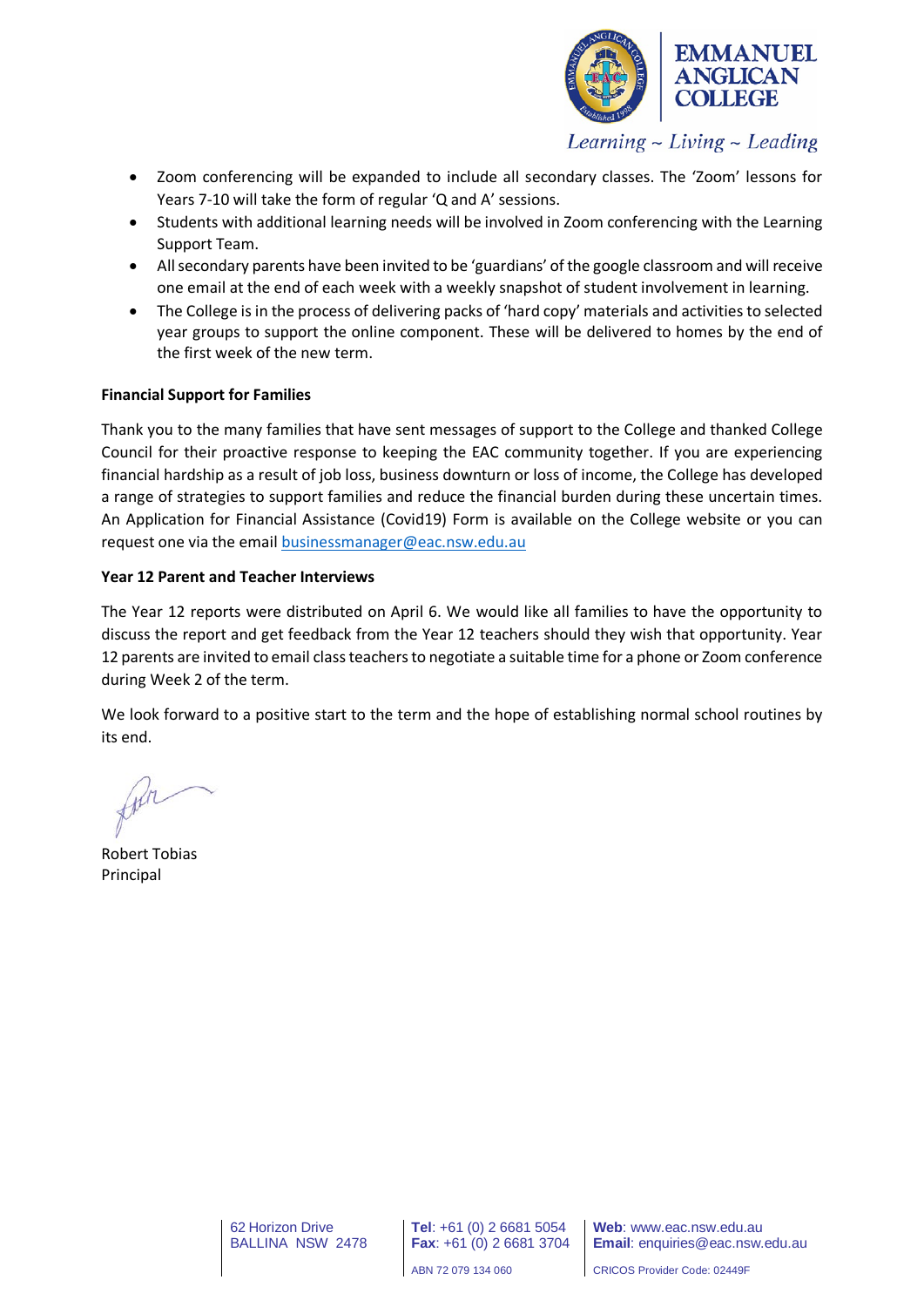- Zoom conferencing will be expanded to include all secondary classes. The 'Zoom' lessons for Years 7-10 will take the form of regular 'Q and A' sessions.
- Students with additional learning needs will be involved in Zoom conferencing with the Learning Support Team.
- All secondary parents have been invited to be 'guardians' of the google classroom and will receive one email at the end of each week with a weekly snapshot of student involvement in learning.
- The College is in the process of delivering packs of 'hard copy' materials and activities to selected year groups to support the online component. These will be delivered to homes by the end of the first week of the new term.

**Financial Support for Families**

Thank you to the many families that have sent messages of support to the College and thanked College Council for their proactive response to keeping the EAC community together. If you are experiencing financial hardship as a result of job loss, business downturn or loss of income, the College has developed a range of strategies to support families and reduce the financial burden during these uncertain times. An Application for Financial Assistance (Covid19) Form is available on the College website or you can request one via the email businessmanager@eac.nsw.edu.au

**Year 12 Parent and Teacher Interviews**

The Year 12 reports were distributed on April 6. We would like all families to have the opportunity to discuss the report and get feedback from the Year 12 teachers should they wish that opportunity. Year 12 parents are invited to email class teachers to negotiate a suitable time for a phone or Zoom conference during Week 2 of the term.

We look forward to a positive start to the term and the hope of establishing normal school routines by its end.

Robert Tobias
Principal